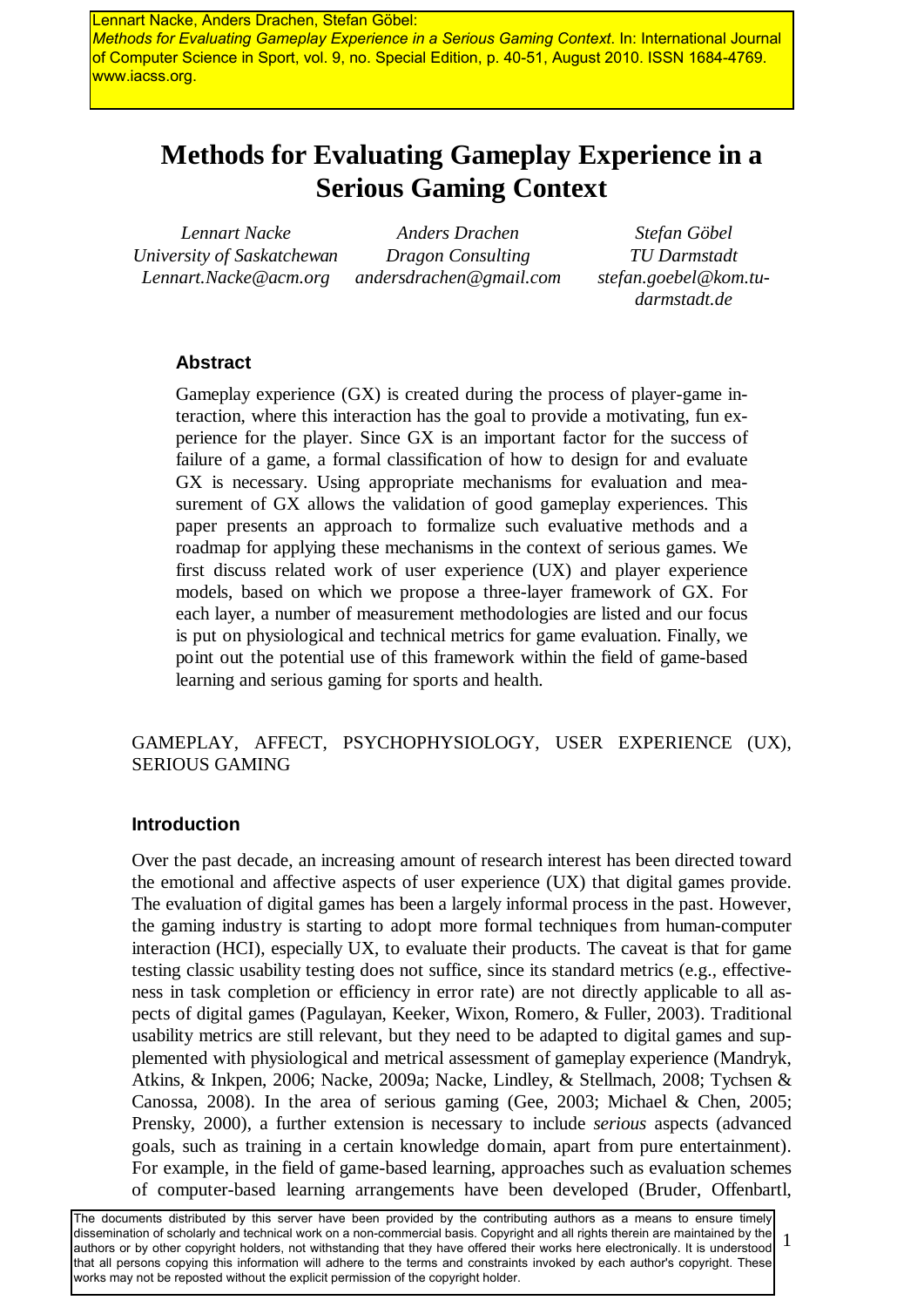Lennart Nacke, Anders Drachen, Stefan Göbel:
*Methods for Evaluating Gameplay Experience in a Serious Gaming Context*. In: International Journal of Computer Science in Sport, vol. 9, no. Special Edition, p. 40-51, August 2010. ISSN 1684-4769. www.iacss.org.

# Methods for Evaluating Gameplay Experience in a Serious Gaming Context

*Lennart Nacke*
*University of Saskatchewan*
*Lennart.Nacke@acm.org*

*Anders Drachen*
*Dragon Consulting*
*andersdrachen@gmail.com*

*Stefan Göbel*
*TU Darmstadt*
*stefan.goebel@kom.tu-darmstadt.de*

### Abstract

Gameplay experience (GX) is created during the process of player-game interaction, where this interaction has the goal to provide a motivating, fun experience for the player. Since GX is an important factor for the success of failure of a game, a formal classification of how to design for and evaluate GX is necessary. Using appropriate mechanisms for evaluation and measurement of GX allows the validation of good gameplay experiences. This paper presents an approach to formalize such evaluative methods and a roadmap for applying these mechanisms in the context of serious games. We first discuss related work of user experience (UX) and player experience models, based on which we propose a three-layer framework of GX. For each layer, a number of measurement methodologies are listed and our focus is put on physiological and technical metrics for game evaluation. Finally, we point out the potential use of this framework within the field of game-based learning and serious gaming for sports and health.

GAMEPLAY, AFFECT, PSYCHOPHYSIOLOGY, USER EXPERIENCE (UX), SERIOUS GAMING

## Introduction

Over the past decade, an increasing amount of research interest has been directed toward the emotional and affective aspects of user experience (UX) that digital games provide. The evaluation of digital games has been a largely informal process in the past. However, the gaming industry is starting to adopt more formal techniques from human-computer interaction (HCI), especially UX, to evaluate their products. The caveat is that for game testing classic usability testing does not suffice, since its standard metrics (e.g., effectiveness in task completion or efficiency in error rate) are not directly applicable to all aspects of digital games (Pagulayan, Keeker, Wixon, Romero, & Fuller, 2003). Traditional usability metrics are still relevant, but they need to be adapted to digital games and supplemented with physiological and metrical assessment of gameplay experience (Mandryk, Atkins, & Inkpen, 2006; Nacke, 2009a; Nacke, Lindley, & Stellmach, 2008; Tychsen & Canossa, 2008). In the area of serious gaming (Gee, 2003; Michael & Chen, 2005; Prensky, 2000), a further extension is necessary to include *serious* aspects (advanced goals, such as training in a certain knowledge domain, apart from pure entertainment). For example, in the field of game-based learning, approaches such as evaluation schemes of computer-based learning arrangements have been developed (Bruder, Offenbartl,

The documents distributed by this server have been provided by the contributing authors as a means to ensure timely dissemination of scholarly and technical work on a non-commercial basis. Copyright and all rights therein are maintained by the authors or by other copyright holders, not withstanding that they have offered their works here electronically. It is understood that all persons copying this information will adhere to the terms and constraints invoked by each author's copyright. These works may not be reposted without the explicit permission of the copyright holder.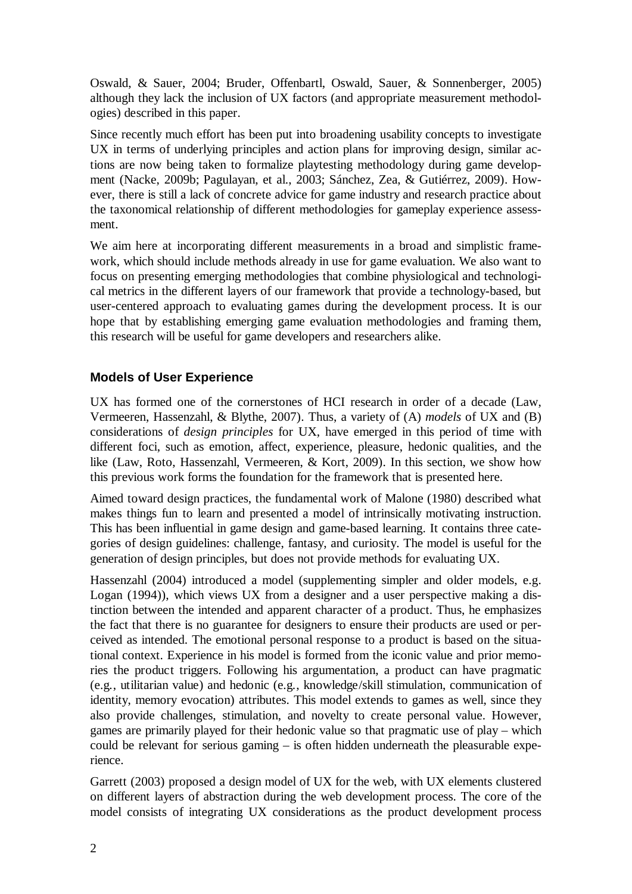Oswald, & Sauer, 2004; Bruder, Offenbartl, Oswald, Sauer, & Sonnenberger, 2005) although they lack the inclusion of UX factors (and appropriate measurement methodologies) described in this paper.

Since recently much effort has been put into broadening usability concepts to investigate UX in terms of underlying principles and action plans for improving design, similar actions are now being taken to formalize playtesting methodology during game development (Nacke, 2009b; Pagulayan, et al., 2003; Sánchez, Zea, & Gutiérrez, 2009). However, there is still a lack of concrete advice for game industry and research practice about the taxonomical relationship of different methodologies for gameplay experience assessment.

We aim here at incorporating different measurements in a broad and simplistic framework, which should include methods already in use for game evaluation. We also want to focus on presenting emerging methodologies that combine physiological and technological metrics in the different layers of our framework that provide a technology-based, but user-centered approach to evaluating games during the development process. It is our hope that by establishing emerging game evaluation methodologies and framing them, this research will be useful for game developers and researchers alike.

## Models of User Experience

UX has formed one of the cornerstones of HCI research in order of a decade (Law, Vermeeren, Hassenzahl, & Blythe, 2007). Thus, a variety of (A) *models* of UX and (B) considerations of *design principles* for UX, have emerged in this period of time with different foci, such as emotion, affect, experience, pleasure, hedonic qualities, and the like (Law, Roto, Hassenzahl, Vermeeren, & Kort, 2009). In this section, we show how this previous work forms the foundation for the framework that is presented here.

Aimed toward design practices, the fundamental work of Malone (1980) described what makes things fun to learn and presented a model of intrinsically motivating instruction. This has been influential in game design and game-based learning. It contains three categories of design guidelines: challenge, fantasy, and curiosity. The model is useful for the generation of design principles, but does not provide methods for evaluating UX.

Hassenzahl (2004) introduced a model (supplementing simpler and older models, e.g. Logan (1994)), which views UX from a designer and a user perspective making a distinction between the intended and apparent character of a product. Thus, he emphasizes the fact that there is no guarantee for designers to ensure their products are used or perceived as intended. The emotional personal response to a product is based on the situational context. Experience in his model is formed from the iconic value and prior memories the product triggers. Following his argumentation, a product can have pragmatic (e.g., utilitarian value) and hedonic (e.g., knowledge/skill stimulation, communication of identity, memory evocation) attributes. This model extends to games as well, since they also provide challenges, stimulation, and novelty to create personal value. However, games are primarily played for their hedonic value so that pragmatic use of play – which could be relevant for serious gaming – is often hidden underneath the pleasurable experience.

Garrett (2003) proposed a design model of UX for the web, with UX elements clustered on different layers of abstraction during the web development process. The core of the model consists of integrating UX considerations as the product development process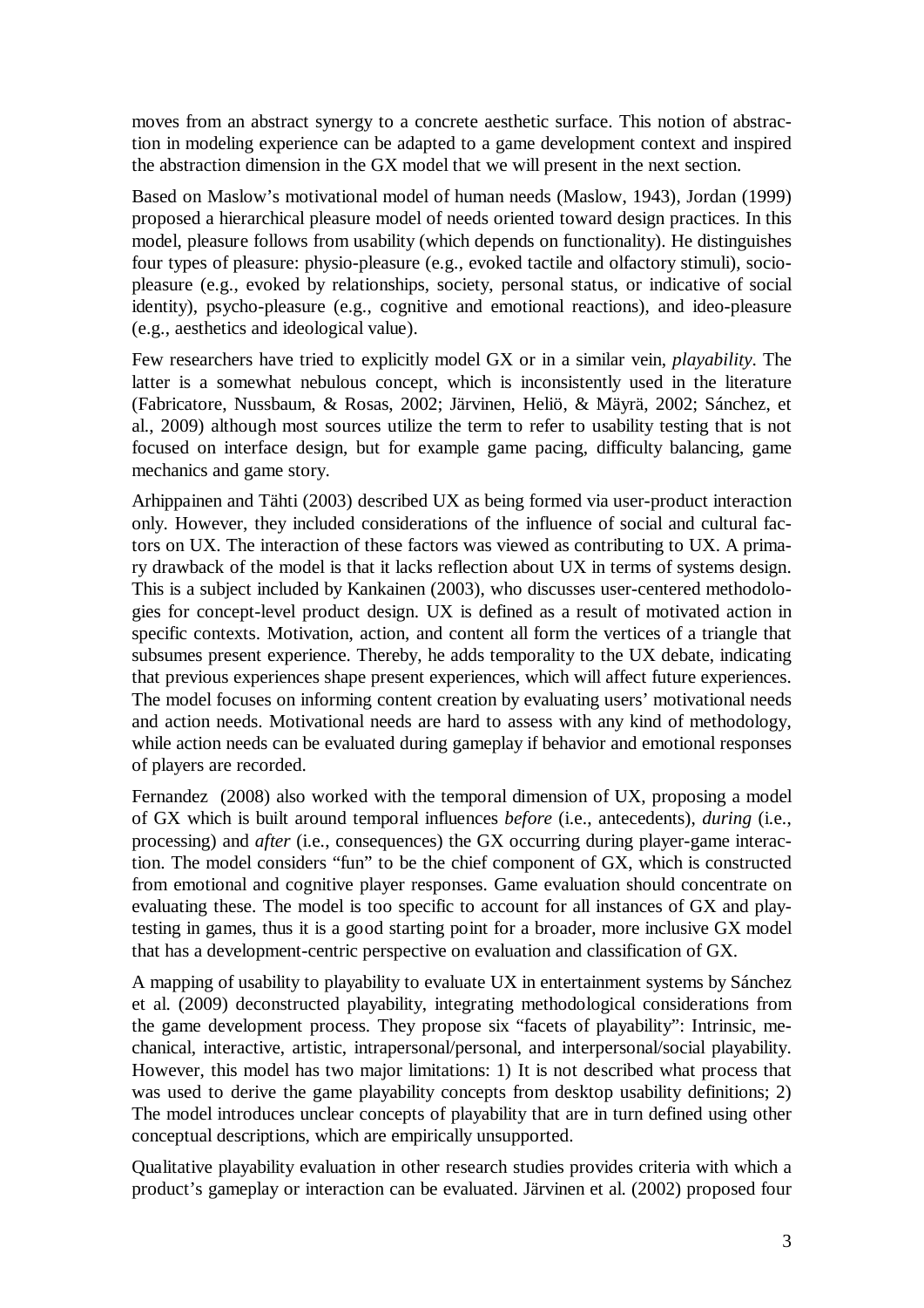moves from an abstract synergy to a concrete aesthetic surface. This notion of abstraction in modeling experience can be adapted to a game development context and inspired the abstraction dimension in the GX model that we will present in the next section.

Based on Maslow's motivational model of human needs (Maslow, 1943), Jordan (1999) proposed a hierarchical pleasure model of needs oriented toward design practices. In this model, pleasure follows from usability (which depends on functionality). He distinguishes four types of pleasure: physio-pleasure (e.g., evoked tactile and olfactory stimuli), socio-pleasure (e.g., evoked by relationships, society, personal status, or indicative of social identity), psycho-pleasure (e.g., cognitive and emotional reactions), and ideo-pleasure (e.g., aesthetics and ideological value).

Few researchers have tried to explicitly model GX or in a similar vein, *playability*. The latter is a somewhat nebulous concept, which is inconsistently used in the literature (Fabricatore, Nussbaum, & Rosas, 2002; Järvinen, Heliö, & Mäyrä, 2002; Sánchez, et al., 2009) although most sources utilize the term to refer to usability testing that is not focused on interface design, but for example game pacing, difficulty balancing, game mechanics and game story.

Arhippainen and Tähti (2003) described UX as being formed via user-product interaction only. However, they included considerations of the influence of social and cultural factors on UX. The interaction of these factors was viewed as contributing to UX. A primary drawback of the model is that it lacks reflection about UX in terms of systems design. This is a subject included by Kankainen (2003), who discusses user-centered methodologies for concept-level product design. UX is defined as a result of motivated action in specific contexts. Motivation, action, and content all form the vertices of a triangle that subsumes present experience. Thereby, he adds temporality to the UX debate, indicating that previous experiences shape present experiences, which will affect future experiences. The model focuses on informing content creation by evaluating users' motivational needs and action needs. Motivational needs are hard to assess with any kind of methodology, while action needs can be evaluated during gameplay if behavior and emotional responses of players are recorded.

Fernandez (2008) also worked with the temporal dimension of UX, proposing a model of GX which is built around temporal influences *before* (i.e., antecedents), *during* (i.e., processing) and *after* (i.e., consequences) the GX occurring during player-game interaction. The model considers "fun" to be the chief component of GX, which is constructed from emotional and cognitive player responses. Game evaluation should concentrate on evaluating these. The model is too specific to account for all instances of GX and playtesting in games, thus it is a good starting point for a broader, more inclusive GX model that has a development-centric perspective on evaluation and classification of GX.

A mapping of usability to playability to evaluate UX in entertainment systems by Sánchez et al. (2009) deconstructed playability, integrating methodological considerations from the game development process. They propose six "facets of playability": Intrinsic, mechanical, interactive, artistic, intrapersonal/personal, and interpersonal/social playability. However, this model has two major limitations: 1) It is not described what process that was used to derive the game playability concepts from desktop usability definitions; 2) The model introduces unclear concepts of playability that are in turn defined using other conceptual descriptions, which are empirically unsupported.

Qualitative playability evaluation in other research studies provides criteria with which a product's gameplay or interaction can be evaluated. Järvinen et al. (2002) proposed four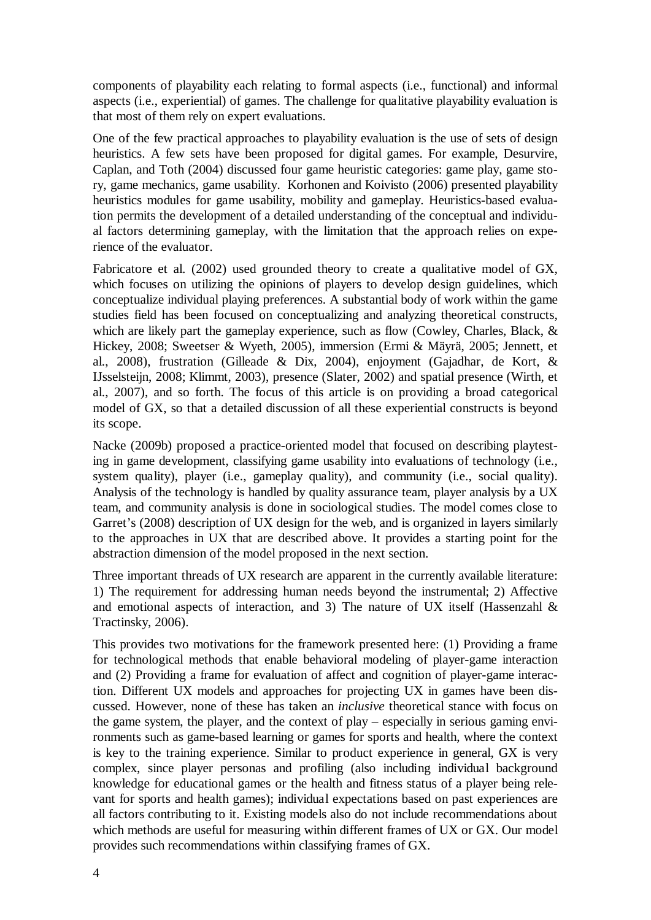components of playability each relating to formal aspects (i.e., functional) and informal aspects (i.e., experiential) of games. The challenge for qualitative playability evaluation is that most of them rely on expert evaluations.

One of the few practical approaches to playability evaluation is the use of sets of design heuristics. A few sets have been proposed for digital games. For example, Desurvire, Caplan, and Toth (2004) discussed four game heuristic categories: game play, game story, game mechanics, game usability. Korhonen and Koivisto (2006) presented playability heuristics modules for game usability, mobility and gameplay. Heuristics-based evaluation permits the development of a detailed understanding of the conceptual and individual factors determining gameplay, with the limitation that the approach relies on experience of the evaluator.

Fabricatore et al. (2002) used grounded theory to create a qualitative model of GX, which focuses on utilizing the opinions of players to develop design guidelines, which conceptualize individual playing preferences. A substantial body of work within the game studies field has been focused on conceptualizing and analyzing theoretical constructs, which are likely part the gameplay experience, such as flow (Cowley, Charles, Black, & Hickey, 2008; Sweetser & Wyeth, 2005), immersion (Ermi & Mäyrä, 2005; Jennett, et al., 2008), frustration (Gilleade & Dix, 2004), enjoyment (Gajadhar, de Kort, & IJsselsteijn, 2008; Klimmt, 2003), presence (Slater, 2002) and spatial presence (Wirth, et al., 2007), and so forth. The focus of this article is on providing a broad categorical model of GX, so that a detailed discussion of all these experiential constructs is beyond its scope.

Nacke (2009b) proposed a practice-oriented model that focused on describing playtesting in game development, classifying game usability into evaluations of technology (i.e., system quality), player (i.e., gameplay quality), and community (i.e., social quality). Analysis of the technology is handled by quality assurance team, player analysis by a UX team, and community analysis is done in sociological studies. The model comes close to Garret's (2008) description of UX design for the web, and is organized in layers similarly to the approaches in UX that are described above. It provides a starting point for the abstraction dimension of the model proposed in the next section.

Three important threads of UX research are apparent in the currently available literature: 1) The requirement for addressing human needs beyond the instrumental; 2) Affective and emotional aspects of interaction, and 3) The nature of UX itself (Hassenzahl & Tractinsky, 2006).

This provides two motivations for the framework presented here: (1) Providing a frame for technological methods that enable behavioral modeling of player-game interaction and (2) Providing a frame for evaluation of affect and cognition of player-game interaction. Different UX models and approaches for projecting UX in games have been discussed. However, none of these has taken an *inclusive* theoretical stance with focus on the game system, the player, and the context of play – especially in serious gaming environments such as game-based learning or games for sports and health, where the context is key to the training experience. Similar to product experience in general, GX is very complex, since player personas and profiling (also including individual background knowledge for educational games or the health and fitness status of a player being relevant for sports and health games); individual expectations based on past experiences are all factors contributing to it. Existing models also do not include recommendations about which methods are useful for measuring within different frames of UX or GX. Our model provides such recommendations within classifying frames of GX.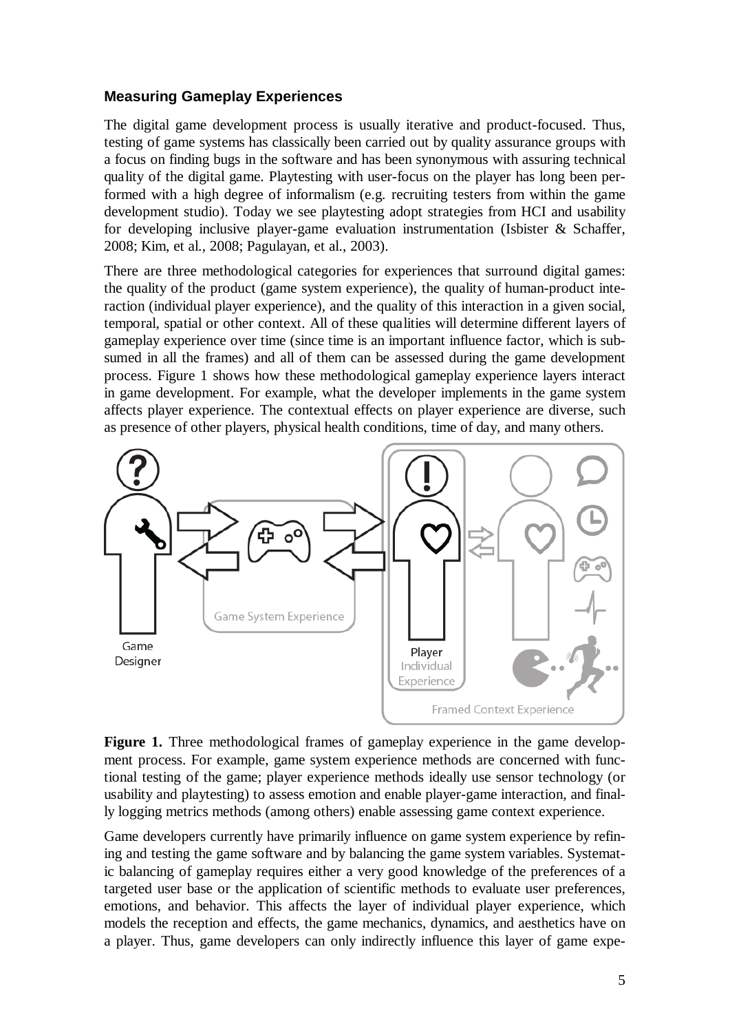### Measuring Gameplay Experiences

The digital game development process is usually iterative and product-focused. Thus, testing of game systems has classically been carried out by quality assurance groups with a focus on finding bugs in the software and has been synonymous with assuring technical quality of the digital game. Playtesting with user-focus on the player has long been performed with a high degree of informalism (e.g. recruiting testers from within the game development studio). Today we see playtesting adopt strategies from HCI and usability for developing inclusive player-game evaluation instrumentation (Isbister & Schaffer, 2008; Kim, et al., 2008; Pagulayan, et al., 2003).

There are three methodological categories for experiences that surround digital games: the quality of the product (game system experience), the quality of human-product interaction (individual player experience), and the quality of this interaction in a given social, temporal, spatial or other context. All of these qualities will determine different layers of gameplay experience over time (since time is an important influence factor, which is subsumed in all the frames) and all of them can be assessed during the game development process. Figure 1 shows how these methodological gameplay experience layers interact in game development. For example, what the developer implements in the game system affects player experience. The contextual effects on player experience are diverse, such as presence of other players, physical health conditions, time of day, and many others.

**Figure 1.** Three methodological frames of gameplay experience in the game development process. For example, game system experience methods are concerned with functional testing of the game; player experience methods ideally use sensor technology (or usability and playtesting) to assess emotion and enable player-game interaction, and finally logging metrics methods (among others) enable assessing game context experience.

Game developers currently have primarily influence on game system experience by refining and testing the game software and by balancing the game system variables. Systematic balancing of gameplay requires either a very good knowledge of the preferences of a targeted user base or the application of scientific methods to evaluate user preferences, emotions, and behavior. This affects the layer of individual player experience, which models the reception and effects, the game mechanics, dynamics, and aesthetics have on a player. Thus, game developers can only indirectly influence this layer of game expe-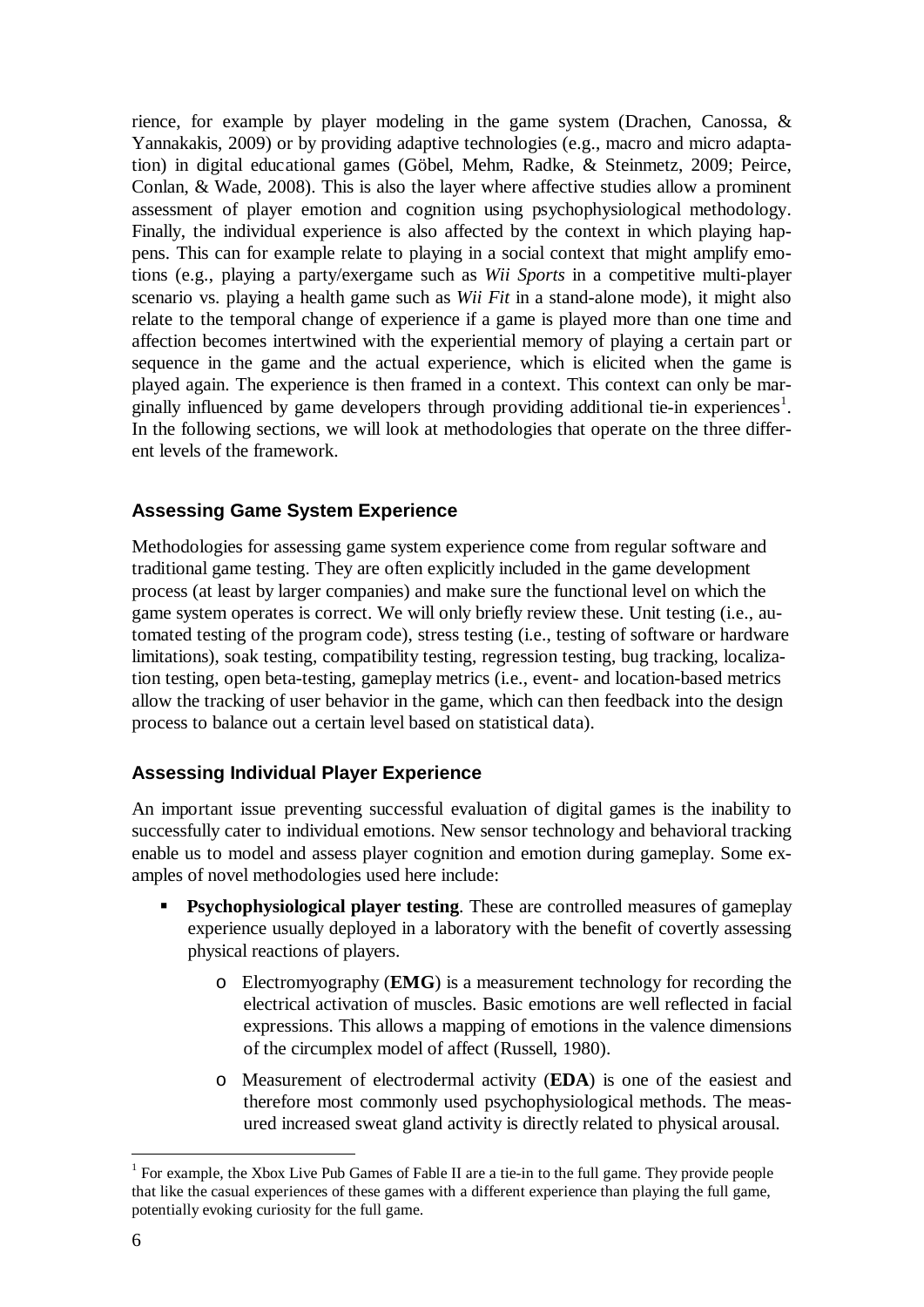rience, for example by player modeling in the game system (Drachen, Canossa, & Yannakakis, 2009) or by providing adaptive technologies (e.g., macro and micro adaptation) in digital educational games (Göbel, Mehm, Radke, & Steinmetz, 2009; Peirce, Conlan, & Wade, 2008). This is also the layer where affective studies allow a prominent assessment of player emotion and cognition using psychophysiological methodology. Finally, the individual experience is also affected by the context in which playing happens. This can for example relate to playing in a social context that might amplify emotions (e.g., playing a party/exergame such as *Wii Sports* in a competitive multi-player scenario vs. playing a health game such as *Wii Fit* in a stand-alone mode), it might also relate to the temporal change of experience if a game is played more than one time and affection becomes intertwined with the experiential memory of playing a certain part or sequence in the game and the actual experience, which is elicited when the game is played again. The experience is then framed in a context. This context can only be marginally influenced by game developers through providing additional tie-in experiences[1]. In the following sections, we will look at methodologies that operate on the three different levels of the framework.

## Assessing Game System Experience

Methodologies for assessing game system experience come from regular software and traditional game testing. They are often explicitly included in the game development process (at least by larger companies) and make sure the functional level on which the game system operates is correct. We will only briefly review these. Unit testing (i.e., automated testing of the program code), stress testing (i.e., testing of software or hardware limitations), soak testing, compatibility testing, regression testing, bug tracking, localization testing, open beta-testing, gameplay metrics (i.e., event- and location-based metrics allow the tracking of user behavior in the game, which can then feedback into the design process to balance out a certain level based on statistical data).

## Assessing Individual Player Experience

An important issue preventing successful evaluation of digital games is the inability to successfully cater to individual emotions. New sensor technology and behavioral tracking enable us to model and assess player cognition and emotion during gameplay. Some examples of novel methodologies used here include:

- **Psychophysiological player testing**. These are controlled measures of gameplay experience usually deployed in a laboratory with the benefit of covertly assessing physical reactions of players.
  - Electromyography (**EMG**) is a measurement technology for recording the electrical activation of muscles. Basic emotions are well reflected in facial expressions. This allows a mapping of emotions in the valence dimensions of the circumplex model of affect (Russell, 1980).
  - Measurement of electrodermal activity (**EDA**) is one of the easiest and therefore most commonly used psychophysiological methods. The measured increased sweat gland activity is directly related to physical arousal.

[1] For example, the Xbox Live Pub Games of Fable II are a tie-in to the full game. They provide people that like the casual experiences of these games with a different experience than playing the full game, potentially evoking curiosity for the full game.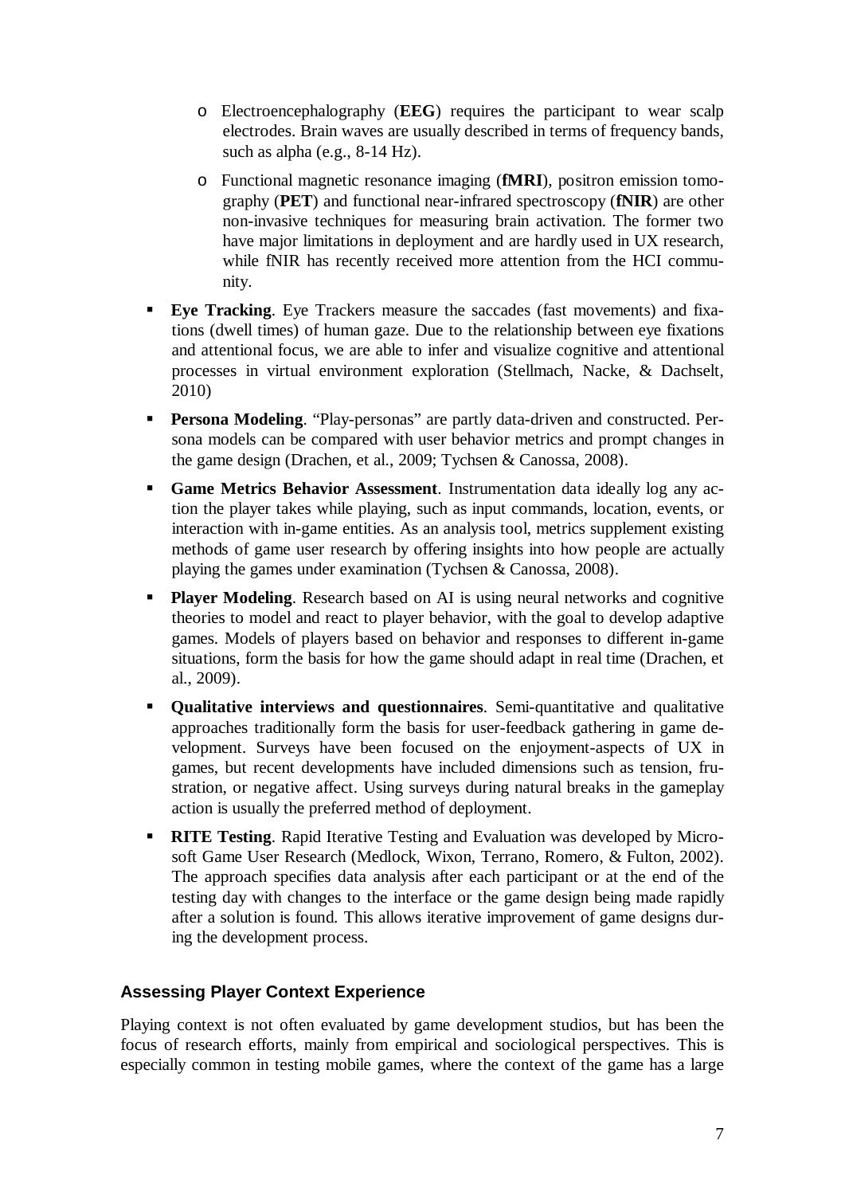- Electroencephalography (**EEG**) requires the participant to wear scalp electrodes. Brain waves are usually described in terms of frequency bands, such as alpha (e.g., 8-14 Hz).
   - Functional magnetic resonance imaging (**fMRI**), positron emission tomography (**PET**) and functional near-infrared spectroscopy (**fNIR**) are other non-invasive techniques for measuring brain activation. The former two have major limitations in deployment and are hardly used in UX research, while fNIR has recently received more attention from the HCI community.

- **Eye Tracking**. Eye Trackers measure the saccades (fast movements) and fixations (dwell times) of human gaze. Due to the relationship between eye fixations and attentional focus, we are able to infer and visualize cognitive and attentional processes in virtual environment exploration (Stellmach, Nacke, & Dachselt, 2010)
- **Persona Modeling**. "Play-personas" are partly data-driven and constructed. Persona models can be compared with user behavior metrics and prompt changes in the game design (Drachen, et al., 2009; Tychsen & Canossa, 2008).
- **Game Metrics Behavior Assessment**. Instrumentation data ideally log any action the player takes while playing, such as input commands, location, events, or interaction with in-game entities. As an analysis tool, metrics supplement existing methods of game user research by offering insights into how people are actually playing the games under examination (Tychsen & Canossa, 2008).
- **Player Modeling**. Research based on AI is using neural networks and cognitive theories to model and react to player behavior, with the goal to develop adaptive games. Models of players based on behavior and responses to different in-game situations, form the basis for how the game should adapt in real time (Drachen, et al., 2009).
- **Qualitative interviews and questionnaires**. Semi-quantitative and qualitative approaches traditionally form the basis for user-feedback gathering in game development. Surveys have been focused on the enjoyment-aspects of UX in games, but recent developments have included dimensions such as tension, frustration, or negative affect. Using surveys during natural breaks in the gameplay action is usually the preferred method of deployment.
- **RITE Testing**. Rapid Iterative Testing and Evaluation was developed by Microsoft Game User Research (Medlock, Wixon, Terrano, Romero, & Fulton, 2002). The approach specifies data analysis after each participant or at the end of the testing day with changes to the interface or the game design being made rapidly after a solution is found. This allows iterative improvement of game designs during the development process.

## Assessing Player Context Experience

Playing context is not often evaluated by game development studios, but has been the focus of research efforts, mainly from empirical and sociological perspectives. This is especially common in testing mobile games, where the context of the game has a large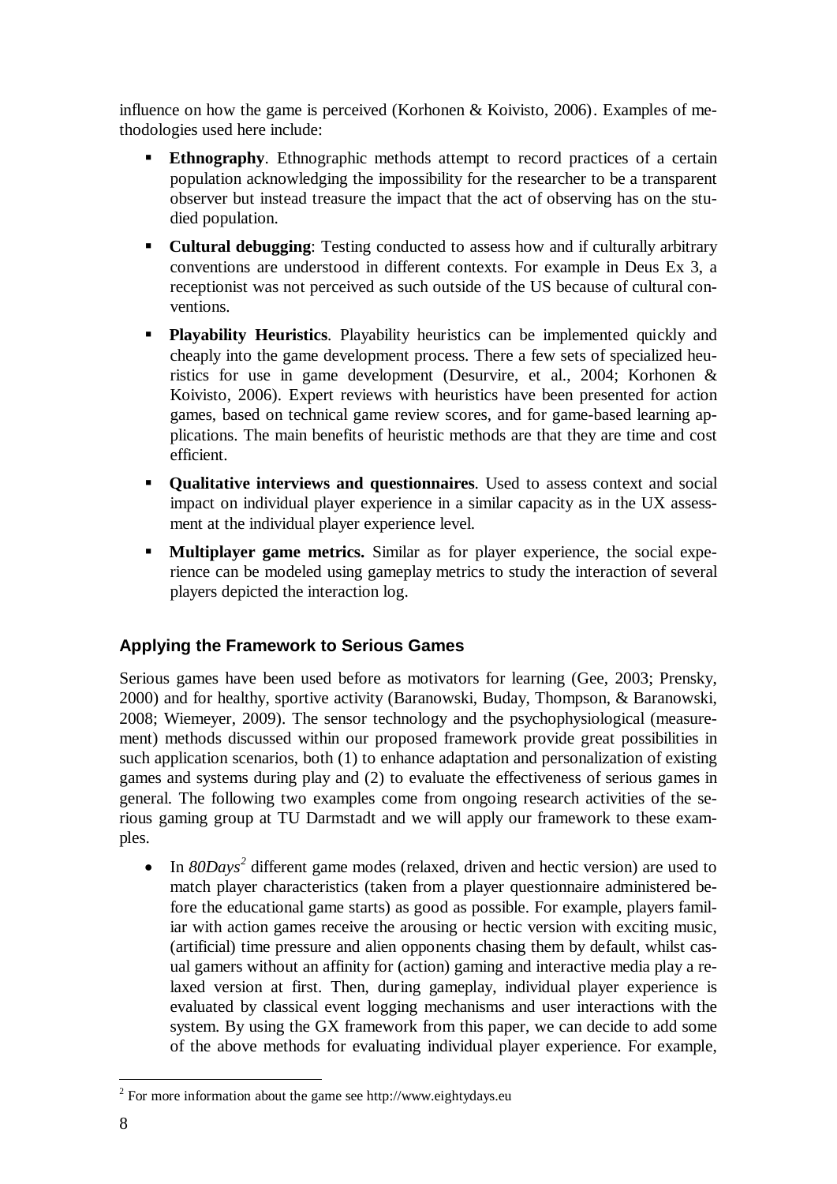influence on how the game is perceived (Korhonen & Koivisto, 2006). Examples of methodologies used here include:

- **Ethnography**. Ethnographic methods attempt to record practices of a certain population acknowledging the impossibility for the researcher to be a transparent observer but instead treasure the impact that the act of observing has on the studied population.
- **Cultural debugging**: Testing conducted to assess how and if culturally arbitrary conventions are understood in different contexts. For example in Deus Ex 3, a receptionist was not perceived as such outside of the US because of cultural conventions.
- **Playability Heuristics**. Playability heuristics can be implemented quickly and cheaply into the game development process. There a few sets of specialized heuristics for use in game development (Desurvire, et al., 2004; Korhonen & Koivisto, 2006). Expert reviews with heuristics have been presented for action games, based on technical game review scores, and for game-based learning applications. The main benefits of heuristic methods are that they are time and cost efficient.
- **Qualitative interviews and questionnaires**. Used to assess context and social impact on individual player experience in a similar capacity as in the UX assessment at the individual player experience level.
- **Multiplayer game metrics.** Similar as for player experience, the social experience can be modeled using gameplay metrics to study the interaction of several players depicted the interaction log.

### Applying the Framework to Serious Games

Serious games have been used before as motivators for learning (Gee, 2003; Prensky, 2000) and for healthy, sportive activity (Baranowski, Buday, Thompson, & Baranowski, 2008; Wiemeyer, 2009). The sensor technology and the psychophysiological (measurement) methods discussed within our proposed framework provide great possibilities in such application scenarios, both (1) to enhance adaptation and personalization of existing games and systems during play and (2) to evaluate the effectiveness of serious games in general. The following two examples come from ongoing research activities of the serious gaming group at TU Darmstadt and we will apply our framework to these examples.

- In *80Days*[2] different game modes (relaxed, driven and hectic version) are used to match player characteristics (taken from a player questionnaire administered before the educational game starts) as good as possible. For example, players familiar with action games receive the arousing or hectic version with exciting music, (artificial) time pressure and alien opponents chasing them by default, whilst casual gamers without an affinity for (action) gaming and interactive media play a relaxed version at first. Then, during gameplay, individual player experience is evaluated by classical event logging mechanisms and user interactions with the system. By using the GX framework from this paper, we can decide to add some of the above methods for evaluating individual player experience. For example,

[2] For more information about the game see http://www.eightydays.eu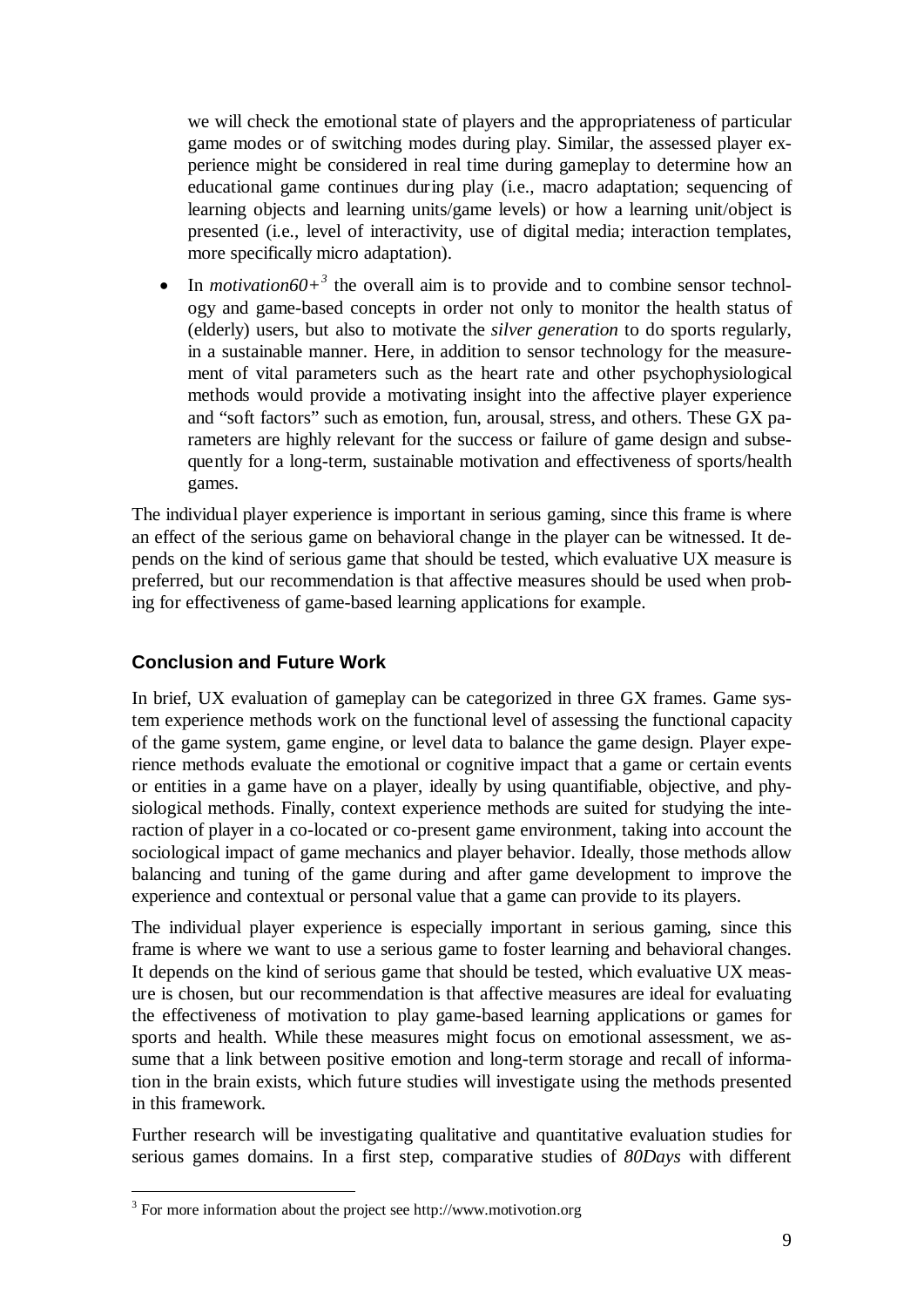we will check the emotional state of players and the appropriateness of particular game modes or of switching modes during play. Similar, the assessed player experience might be considered in real time during gameplay to determine how an educational game continues during play (i.e., macro adaptation; sequencing of learning objects and learning units/game levels) or how a learning unit/object is presented (i.e., level of interactivity, use of digital media; interaction templates, more specifically micro adaptation).

- In *motivation60+*[3] the overall aim is to provide and to combine sensor technology and game-based concepts in order not only to monitor the health status of (elderly) users, but also to motivate the *silver generation* to do sports regularly, in a sustainable manner. Here, in addition to sensor technology for the measurement of vital parameters such as the heart rate and other psychophysiological methods would provide a motivating insight into the affective player experience and "soft factors" such as emotion, fun, arousal, stress, and others. These GX parameters are highly relevant for the success or failure of game design and subsequently for a long-term, sustainable motivation and effectiveness of sports/health games.

The individual player experience is important in serious gaming, since this frame is where an effect of the serious game on behavioral change in the player can be witnessed. It depends on the kind of serious game that should be tested, which evaluative UX measure is preferred, but our recommendation is that affective measures should be used when probing for effectiveness of game-based learning applications for example.

## Conclusion and Future Work

In brief, UX evaluation of gameplay can be categorized in three GX frames. Game system experience methods work on the functional level of assessing the functional capacity of the game system, game engine, or level data to balance the game design. Player experience methods evaluate the emotional or cognitive impact that a game or certain events or entities in a game have on a player, ideally by using quantifiable, objective, and physiological methods. Finally, context experience methods are suited for studying the interaction of player in a co-located or co-present game environment, taking into account the sociological impact of game mechanics and player behavior. Ideally, those methods allow balancing and tuning of the game during and after game development to improve the experience and contextual or personal value that a game can provide to its players.

The individual player experience is especially important in serious gaming, since this frame is where we want to use a serious game to foster learning and behavioral changes. It depends on the kind of serious game that should be tested, which evaluative UX measure is chosen, but our recommendation is that affective measures are ideal for evaluating the effectiveness of motivation to play game-based learning applications or games for sports and health. While these measures might focus on emotional assessment, we assume that a link between positive emotion and long-term storage and recall of information in the brain exists, which future studies will investigate using the methods presented in this framework.

Further research will be investigating qualitative and quantitative evaluation studies for serious games domains. In a first step, comparative studies of *80Days* with different

[3] For more information about the project see http://www.motivotion.org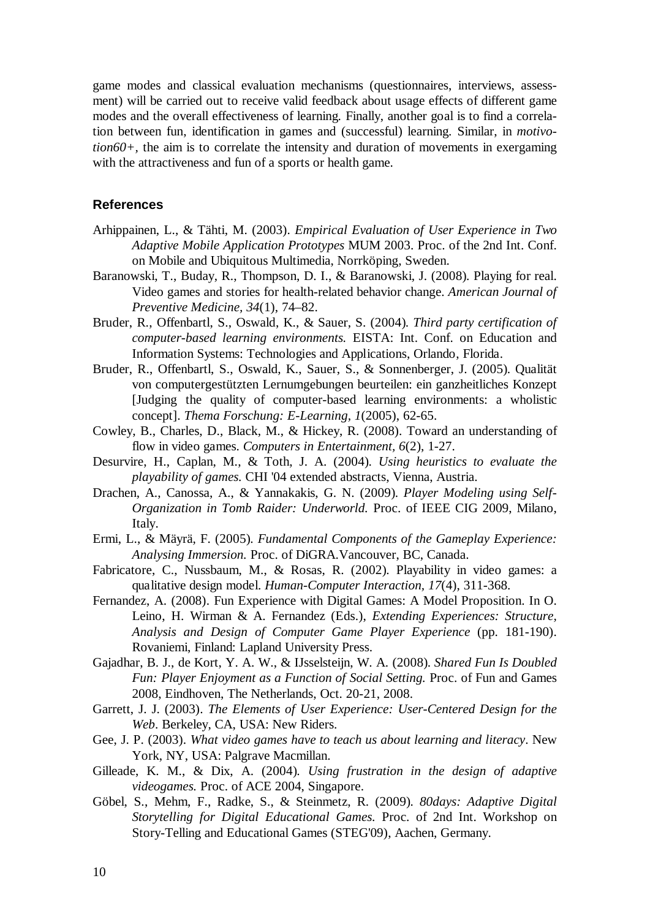game modes and classical evaluation mechanisms (questionnaires, interviews, assessment) will be carried out to receive valid feedback about usage effects of different game modes and the overall effectiveness of learning. Finally, another goal is to find a correlation between fun, identification in games and (successful) learning. Similar, in *motivotion60+*, the aim is to correlate the intensity and duration of movements in exergaming with the attractiveness and fun of a sports or health game.

## References

Arhippainen, L., & Tähti, M. (2003). *Empirical Evaluation of User Experience in Two Adaptive Mobile Application Prototypes* MUM 2003. Proc. of the 2nd Int. Conf. on Mobile and Ubiquitous Multimedia, Norrköping, Sweden.

Baranowski, T., Buday, R., Thompson, D. I., & Baranowski, J. (2008). Playing for real. Video games and stories for health-related behavior change. *American Journal of Preventive Medicine, 34*(1), 74–82.

Bruder, R., Offenbartl, S., Oswald, K., & Sauer, S. (2004). *Third party certification of computer-based learning environments.* EISTA: Int. Conf. on Education and Information Systems: Technologies and Applications, Orlando, Florida.

Bruder, R., Offenbartl, S., Oswald, K., Sauer, S., & Sonnenberger, J. (2005). Qualität von computergestützten Lernumgebungen beurteilen: ein ganzheitliches Konzept [Judging the quality of computer-based learning environments: a wholistic concept]. *Thema Forschung: E-Learning, 1*(2005), 62-65.

Cowley, B., Charles, D., Black, M., & Hickey, R. (2008). Toward an understanding of flow in video games. *Computers in Entertainment, 6*(2), 1-27.

Desurvire, H., Caplan, M., & Toth, J. A. (2004). *Using heuristics to evaluate the playability of games.* CHI '04 extended abstracts, Vienna, Austria.

Drachen, A., Canossa, A., & Yannakakis, G. N. (2009). *Player Modeling using Self-Organization in Tomb Raider: Underworld.* Proc. of IEEE CIG 2009, Milano, Italy.

Ermi, L., & Mäyrä, F. (2005). *Fundamental Components of the Gameplay Experience: Analysing Immersion.* Proc. of DiGRA.Vancouver, BC, Canada.

Fabricatore, C., Nussbaum, M., & Rosas, R. (2002). Playability in video games: a qualitative design model. *Human-Computer Interaction, 17*(4), 311-368.

Fernandez, A. (2008). Fun Experience with Digital Games: A Model Proposition. In O. Leino, H. Wirman & A. Fernandez (Eds.), *Extending Experiences: Structure, Analysis and Design of Computer Game Player Experience* (pp. 181-190). Rovaniemi, Finland: Lapland University Press.

Gajadhar, B. J., de Kort, Y. A. W., & IJsselsteijn, W. A. (2008). *Shared Fun Is Doubled Fun: Player Enjoyment as a Function of Social Setting.* Proc. of Fun and Games 2008, Eindhoven, The Netherlands, Oct. 20-21, 2008.

Garrett, J. J. (2003). *The Elements of User Experience: User-Centered Design for the Web*. Berkeley, CA, USA: New Riders.

Gee, J. P. (2003). *What video games have to teach us about learning and literacy*. New York, NY, USA: Palgrave Macmillan.

Gilleade, K. M., & Dix, A. (2004). *Using frustration in the design of adaptive videogames.* Proc. of ACE 2004, Singapore.

Göbel, S., Mehm, F., Radke, S., & Steinmetz, R. (2009). *80days: Adaptive Digital Storytelling for Digital Educational Games.* Proc. of 2nd Int. Workshop on Story-Telling and Educational Games (STEG'09), Aachen, Germany.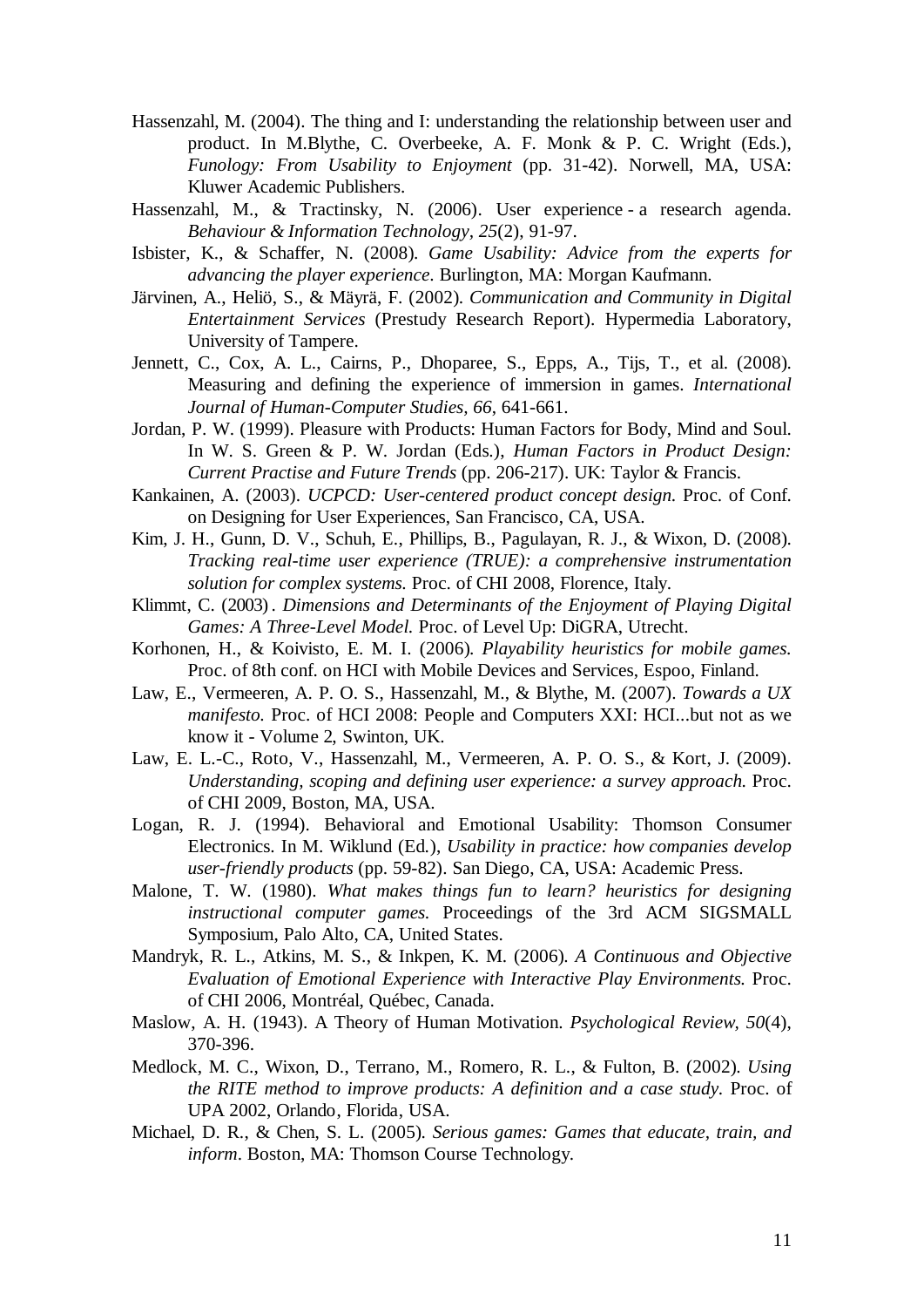Hassenzahl, M. (2004). The thing and I: understanding the relationship between user and product. In M.Blythe, C. Overbeeke, A. F. Monk & P. C. Wright (Eds.), *Funology: From Usability to Enjoyment* (pp. 31-42). Norwell, MA, USA: Kluwer Academic Publishers.

Hassenzahl, M., & Tractinsky, N. (2006). User experience - a research agenda. *Behaviour & Information Technology, 25*(2), 91-97.

Isbister, K., & Schaffer, N. (2008). *Game Usability: Advice from the experts for advancing the player experience*. Burlington, MA: Morgan Kaufmann.

Järvinen, A., Heliö, S., & Mäyrä, F. (2002). *Communication and Community in Digital Entertainment Services* (Prestudy Research Report). Hypermedia Laboratory, University of Tampere.

Jennett, C., Cox, A. L., Cairns, P., Dhoparee, S., Epps, A., Tijs, T., et al. (2008). Measuring and defining the experience of immersion in games. *International Journal of Human-Computer Studies, 66*, 641-661.

Jordan, P. W. (1999). Pleasure with Products: Human Factors for Body, Mind and Soul. In W. S. Green & P. W. Jordan (Eds.), *Human Factors in Product Design: Current Practise and Future Trends* (pp. 206-217). UK: Taylor & Francis.

Kankainen, A. (2003). *UCPCD: User-centered product concept design.* Proc. of Conf. on Designing for User Experiences, San Francisco, CA, USA.

Kim, J. H., Gunn, D. V., Schuh, E., Phillips, B., Pagulayan, R. J., & Wixon, D. (2008). *Tracking real-time user experience (TRUE): a comprehensive instrumentation solution for complex systems.* Proc. of CHI 2008, Florence, Italy.

Klimmt, C. (2003). *Dimensions and Determinants of the Enjoyment of Playing Digital Games: A Three-Level Model.* Proc. of Level Up: DiGRA, Utrecht.

Korhonen, H., & Koivisto, E. M. I. (2006). *Playability heuristics for mobile games.* Proc. of 8th conf. on HCI with Mobile Devices and Services, Espoo, Finland.

Law, E., Vermeeren, A. P. O. S., Hassenzahl, M., & Blythe, M. (2007). *Towards a UX manifesto.* Proc. of HCI 2008: People and Computers XXI: HCI...but not as we know it - Volume 2, Swinton, UK.

Law, E. L.-C., Roto, V., Hassenzahl, M., Vermeeren, A. P. O. S., & Kort, J. (2009). *Understanding, scoping and defining user experience: a survey approach.* Proc. of CHI 2009, Boston, MA, USA.

Logan, R. J. (1994). Behavioral and Emotional Usability: Thomson Consumer Electronics. In M. Wiklund (Ed.), *Usability in practice: how companies develop user-friendly products* (pp. 59-82). San Diego, CA, USA: Academic Press.

Malone, T. W. (1980). *What makes things fun to learn? heuristics for designing instructional computer games.* Proceedings of the 3rd ACM SIGSMALL Symposium, Palo Alto, CA, United States.

Mandryk, R. L., Atkins, M. S., & Inkpen, K. M. (2006). *A Continuous and Objective Evaluation of Emotional Experience with Interactive Play Environments.* Proc. of CHI 2006, Montréal, Québec, Canada.

Maslow, A. H. (1943). A Theory of Human Motivation. *Psychological Review, 50*(4), 370-396.

Medlock, M. C., Wixon, D., Terrano, M., Romero, R. L., & Fulton, B. (2002). *Using the RITE method to improve products: A definition and a case study.* Proc. of UPA 2002, Orlando, Florida, USA.

Michael, D. R., & Chen, S. L. (2005). *Serious games: Games that educate, train, and inform*. Boston, MA: Thomson Course Technology.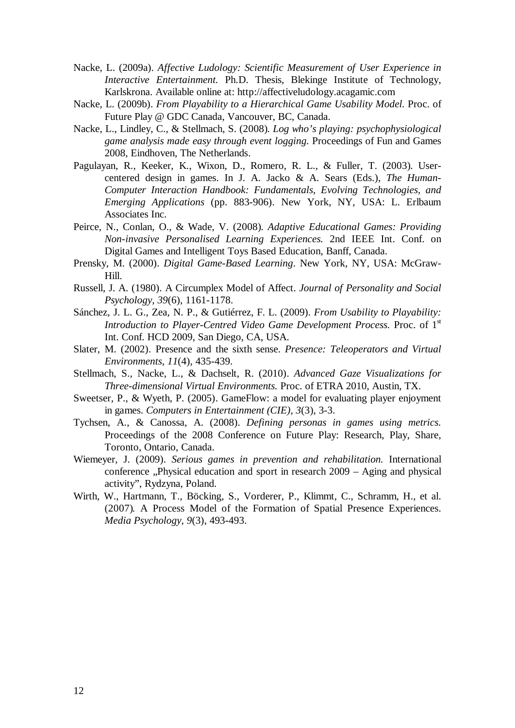Nacke, L. (2009a). *Affective Ludology: Scientific Measurement of User Experience in Interactive Entertainment.* Ph.D. Thesis, Blekinge Institute of Technology, Karlskrona. Available online at: http://affectiveludology.acagamic.com

Nacke, L. (2009b). *From Playability to a Hierarchical Game Usability Model.* Proc. of Future Play @ GDC Canada, Vancouver, BC, Canada.

Nacke, L., Lindley, C., & Stellmach, S. (2008). *Log who's playing: psychophysiological game analysis made easy through event logging.* Proceedings of Fun and Games 2008, Eindhoven, The Netherlands.

Pagulayan, R., Keeker, K., Wixon, D., Romero, R. L., & Fuller, T. (2003). User-centered design in games. In J. A. Jacko & A. Sears (Eds.), *The Human-Computer Interaction Handbook: Fundamentals, Evolving Technologies, and Emerging Applications* (pp. 883-906). New York, NY, USA: L. Erlbaum Associates Inc.

Peirce, N., Conlan, O., & Wade, V. (2008). *Adaptive Educational Games: Providing Non-invasive Personalised Learning Experiences.* 2nd IEEE Int. Conf. on Digital Games and Intelligent Toys Based Education, Banff, Canada.

Prensky, M. (2000). *Digital Game-Based Learning*. New York, NY, USA: McGraw-Hill.

Russell, J. A. (1980). A Circumplex Model of Affect. *Journal of Personality and Social Psychology, 39*(6), 1161-1178.

Sánchez, J. L. G., Zea, N. P., & Gutiérrez, F. L. (2009). *From Usability to Playability: Introduction to Player-Centred Video Game Development Process.* Proc. of 1st Int. Conf. HCD 2009, San Diego, CA, USA.

Slater, M. (2002). Presence and the sixth sense. *Presence: Teleoperators and Virtual Environments, 11*(4), 435-439.

Stellmach, S., Nacke, L., & Dachselt, R. (2010). *Advanced Gaze Visualizations for Three-dimensional Virtual Environments.* Proc. of ETRA 2010, Austin, TX.

Sweetser, P., & Wyeth, P. (2005). GameFlow: a model for evaluating player enjoyment in games. *Computers in Entertainment (CIE), 3*(3), 3-3.

Tychsen, A., & Canossa, A. (2008). *Defining personas in games using metrics.* Proceedings of the 2008 Conference on Future Play: Research, Play, Share, Toronto, Ontario, Canada.

Wiemeyer, J. (2009). *Serious games in prevention and rehabilitation.* International conference „Physical education and sport in research 2009 – Aging and physical activity", Rydzyna, Poland.

Wirth, W., Hartmann, T., Böcking, S., Vorderer, P., Klimmt, C., Schramm, H., et al. (2007). A Process Model of the Formation of Spatial Presence Experiences. *Media Psychology, 9*(3), 493-493.